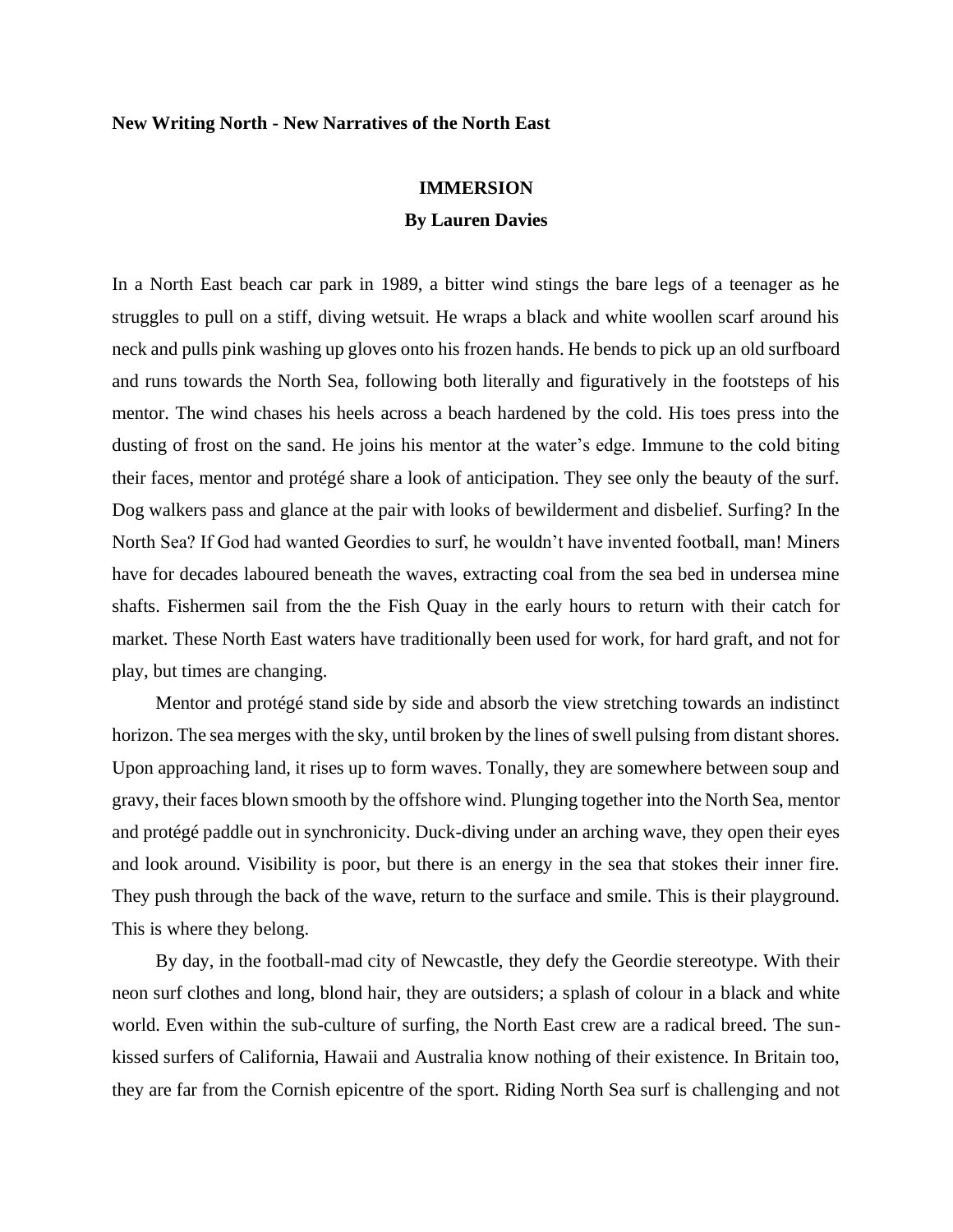**New Writing North - New Narratives of the North East**

# IMMERSION

**By Lauren Davies**

In a North East beach car park in 1989, a bitter wind stings the bare legs of a teenager as he struggles to pull on a stiff, diving wetsuit. He wraps a black and white woollen scarf around his neck and pulls pink washing up gloves onto his frozen hands. He bends to pick up an old surfboard and runs towards the North Sea, following both literally and figuratively in the footsteps of his mentor. The wind chases his heels across a beach hardened by the cold. His toes press into the dusting of frost on the sand. He joins his mentor at the water's edge. Immune to the cold biting their faces, mentor and protégé share a look of anticipation. They see only the beauty of the surf. Dog walkers pass and glance at the pair with looks of bewilderment and disbelief. Surfing? In the North Sea? If God had wanted Geordies to surf, he wouldn't have invented football, man! Miners have for decades laboured beneath the waves, extracting coal from the sea bed in undersea mine shafts. Fishermen sail from the the Fish Quay in the early hours to return with their catch for market. These North East waters have traditionally been used for work, for hard graft, and not for play, but times are changing.

Mentor and protégé stand side by side and absorb the view stretching towards an indistinct horizon. The sea merges with the sky, until broken by the lines of swell pulsing from distant shores. Upon approaching land, it rises up to form waves. Tonally, they are somewhere between soup and gravy, their faces blown smooth by the offshore wind. Plunging together into the North Sea, mentor and protégé paddle out in synchronicity. Duck-diving under an arching wave, they open their eyes and look around. Visibility is poor, but there is an energy in the sea that stokes their inner fire. They push through the back of the wave, return to the surface and smile. This is their playground. This is where they belong.

By day, in the football-mad city of Newcastle, they defy the Geordie stereotype. With their neon surf clothes and long, blond hair, they are outsiders; a splash of colour in a black and white world. Even within the sub-culture of surfing, the North East crew are a radical breed. The sun-kissed surfers of California, Hawaii and Australia know nothing of their existence. In Britain too, they are far from the Cornish epicentre of the sport. Riding North Sea surf is challenging and not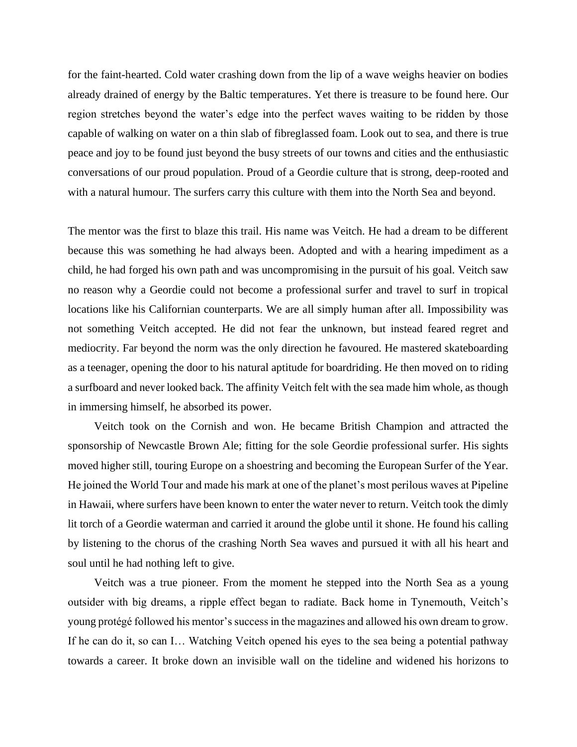for the faint-hearted. Cold water crashing down from the lip of a wave weighs heavier on bodies already drained of energy by the Baltic temperatures. Yet there is treasure to be found here. Our region stretches beyond the water's edge into the perfect waves waiting to be ridden by those capable of walking on water on a thin slab of fibreglassed foam. Look out to sea, and there is true peace and joy to be found just beyond the busy streets of our towns and cities and the enthusiastic conversations of our proud population. Proud of a Geordie culture that is strong, deep-rooted and with a natural humour. The surfers carry this culture with them into the North Sea and beyond.

The mentor was the first to blaze this trail. His name was Veitch. He had a dream to be different because this was something he had always been. Adopted and with a hearing impediment as a child, he had forged his own path and was uncompromising in the pursuit of his goal. Veitch saw no reason why a Geordie could not become a professional surfer and travel to surf in tropical locations like his Californian counterparts. We are all simply human after all. Impossibility was not something Veitch accepted. He did not fear the unknown, but instead feared regret and mediocrity. Far beyond the norm was the only direction he favoured. He mastered skateboarding as a teenager, opening the door to his natural aptitude for boardriding. He then moved on to riding a surfboard and never looked back. The affinity Veitch felt with the sea made him whole, as though in immersing himself, he absorbed its power.

Veitch took on the Cornish and won. He became British Champion and attracted the sponsorship of Newcastle Brown Ale; fitting for the sole Geordie professional surfer. His sights moved higher still, touring Europe on a shoestring and becoming the European Surfer of the Year. He joined the World Tour and made his mark at one of the planet's most perilous waves at Pipeline in Hawaii, where surfers have been known to enter the water never to return. Veitch took the dimly lit torch of a Geordie waterman and carried it around the globe until it shone. He found his calling by listening to the chorus of the crashing North Sea waves and pursued it with all his heart and soul until he had nothing left to give.

Veitch was a true pioneer. From the moment he stepped into the North Sea as a young outsider with big dreams, a ripple effect began to radiate. Back home in Tynemouth, Veitch's young protégé followed his mentor's success in the magazines and allowed his own dream to grow. If he can do it, so can I… Watching Veitch opened his eyes to the sea being a potential pathway towards a career. It broke down an invisible wall on the tideline and widened his horizons to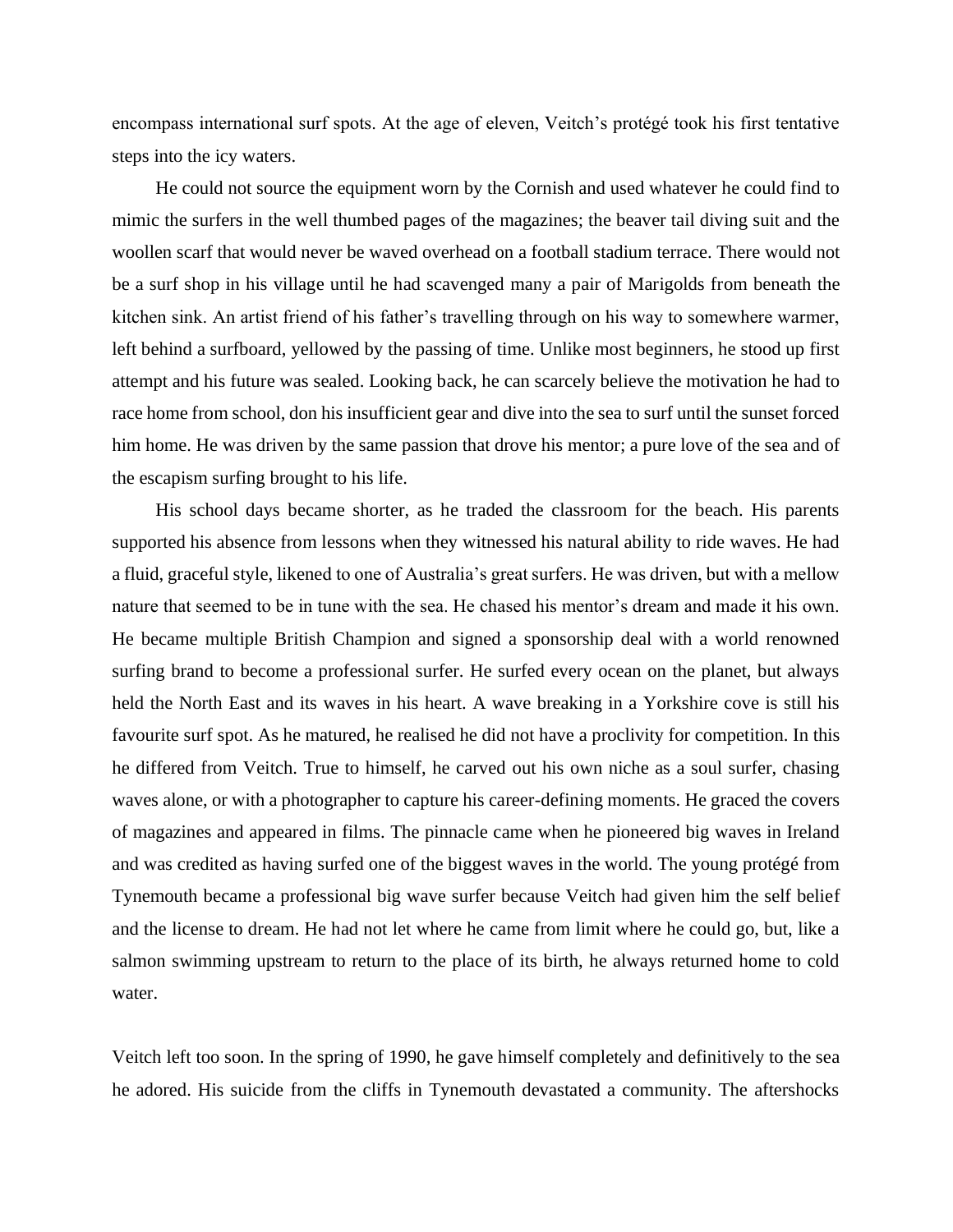encompass international surf spots. At the age of eleven, Veitch's protégé took his first tentative steps into the icy waters.

He could not source the equipment worn by the Cornish and used whatever he could find to mimic the surfers in the well thumbed pages of the magazines; the beaver tail diving suit and the woollen scarf that would never be waved overhead on a football stadium terrace. There would not be a surf shop in his village until he had scavenged many a pair of Marigolds from beneath the kitchen sink. An artist friend of his father's travelling through on his way to somewhere warmer, left behind a surfboard, yellowed by the passing of time. Unlike most beginners, he stood up first attempt and his future was sealed. Looking back, he can scarcely believe the motivation he had to race home from school, don his insufficient gear and dive into the sea to surf until the sunset forced him home. He was driven by the same passion that drove his mentor; a pure love of the sea and of the escapism surfing brought to his life.

His school days became shorter, as he traded the classroom for the beach. His parents supported his absence from lessons when they witnessed his natural ability to ride waves. He had a fluid, graceful style, likened to one of Australia's great surfers. He was driven, but with a mellow nature that seemed to be in tune with the sea. He chased his mentor's dream and made it his own. He became multiple British Champion and signed a sponsorship deal with a world renowned surfing brand to become a professional surfer. He surfed every ocean on the planet, but always held the North East and its waves in his heart. A wave breaking in a Yorkshire cove is still his favourite surf spot. As he matured, he realised he did not have a proclivity for competition. In this he differed from Veitch. True to himself, he carved out his own niche as a soul surfer, chasing waves alone, or with a photographer to capture his career-defining moments. He graced the covers of magazines and appeared in films. The pinnacle came when he pioneered big waves in Ireland and was credited as having surfed one of the biggest waves in the world. The young protégé from Tynemouth became a professional big wave surfer because Veitch had given him the self belief and the license to dream. He had not let where he came from limit where he could go, but, like a salmon swimming upstream to return to the place of its birth, he always returned home to cold water.

Veitch left too soon. In the spring of 1990, he gave himself completely and definitively to the sea he adored. His suicide from the cliffs in Tynemouth devastated a community. The aftershocks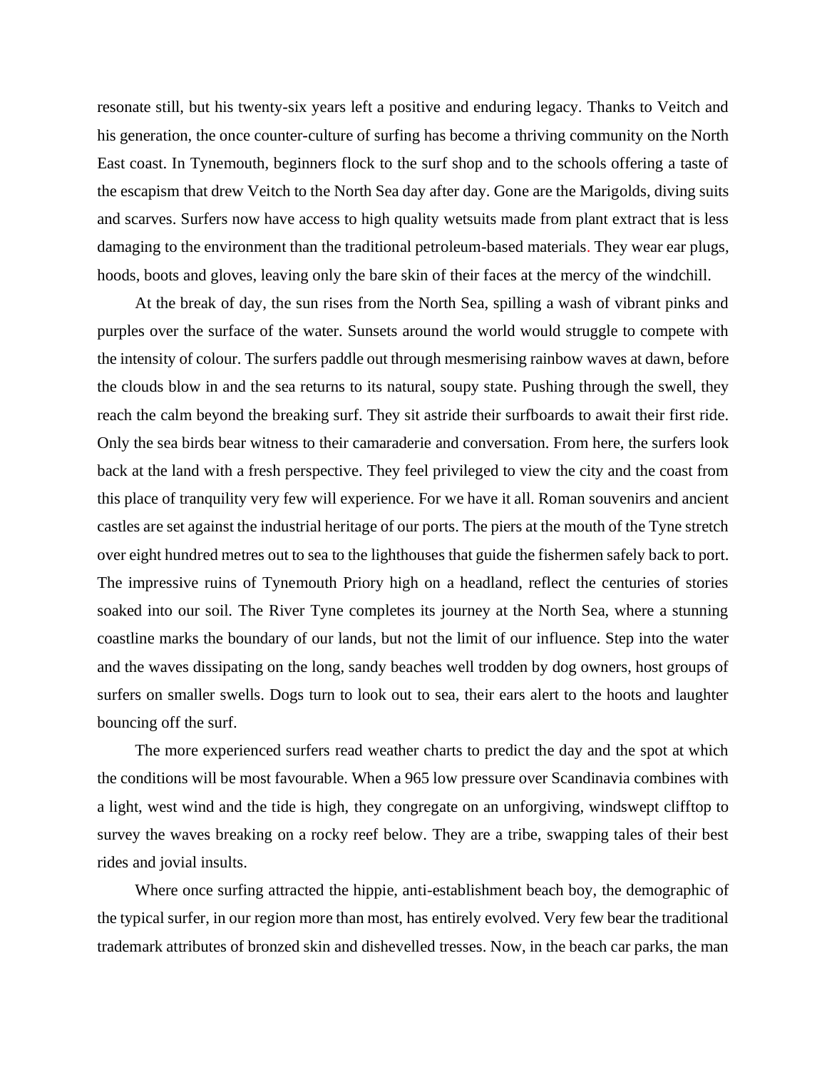resonate still, but his twenty-six years left a positive and enduring legacy. Thanks to Veitch and his generation, the once counter-culture of surfing has become a thriving community on the North East coast. In Tynemouth, beginners flock to the surf shop and to the schools offering a taste of the escapism that drew Veitch to the North Sea day after day. Gone are the Marigolds, diving suits and scarves. Surfers now have access to high quality wetsuits made from plant extract that is less damaging to the environment than the traditional petroleum-based materials. They wear ear plugs, hoods, boots and gloves, leaving only the bare skin of their faces at the mercy of the windchill.

At the break of day, the sun rises from the North Sea, spilling a wash of vibrant pinks and purples over the surface of the water. Sunsets around the world would struggle to compete with the intensity of colour. The surfers paddle out through mesmerising rainbow waves at dawn, before the clouds blow in and the sea returns to its natural, soupy state. Pushing through the swell, they reach the calm beyond the breaking surf. They sit astride their surfboards to await their first ride. Only the sea birds bear witness to their camaraderie and conversation. From here, the surfers look back at the land with a fresh perspective. They feel privileged to view the city and the coast from this place of tranquility very few will experience. For we have it all. Roman souvenirs and ancient castles are set against the industrial heritage of our ports. The piers at the mouth of the Tyne stretch over eight hundred metres out to sea to the lighthouses that guide the fishermen safely back to port. The impressive ruins of Tynemouth Priory high on a headland, reflect the centuries of stories soaked into our soil. The River Tyne completes its journey at the North Sea, where a stunning coastline marks the boundary of our lands, but not the limit of our influence. Step into the water and the waves dissipating on the long, sandy beaches well trodden by dog owners, host groups of surfers on smaller swells. Dogs turn to look out to sea, their ears alert to the hoots and laughter bouncing off the surf.

The more experienced surfers read weather charts to predict the day and the spot at which the conditions will be most favourable. When a 965 low pressure over Scandinavia combines with a light, west wind and the tide is high, they congregate on an unforgiving, windswept clifftop to survey the waves breaking on a rocky reef below. They are a tribe, swapping tales of their best rides and jovial insults.

Where once surfing attracted the hippie, anti-establishment beach boy, the demographic of the typical surfer, in our region more than most, has entirely evolved. Very few bear the traditional trademark attributes of bronzed skin and dishevelled tresses. Now, in the beach car parks, the man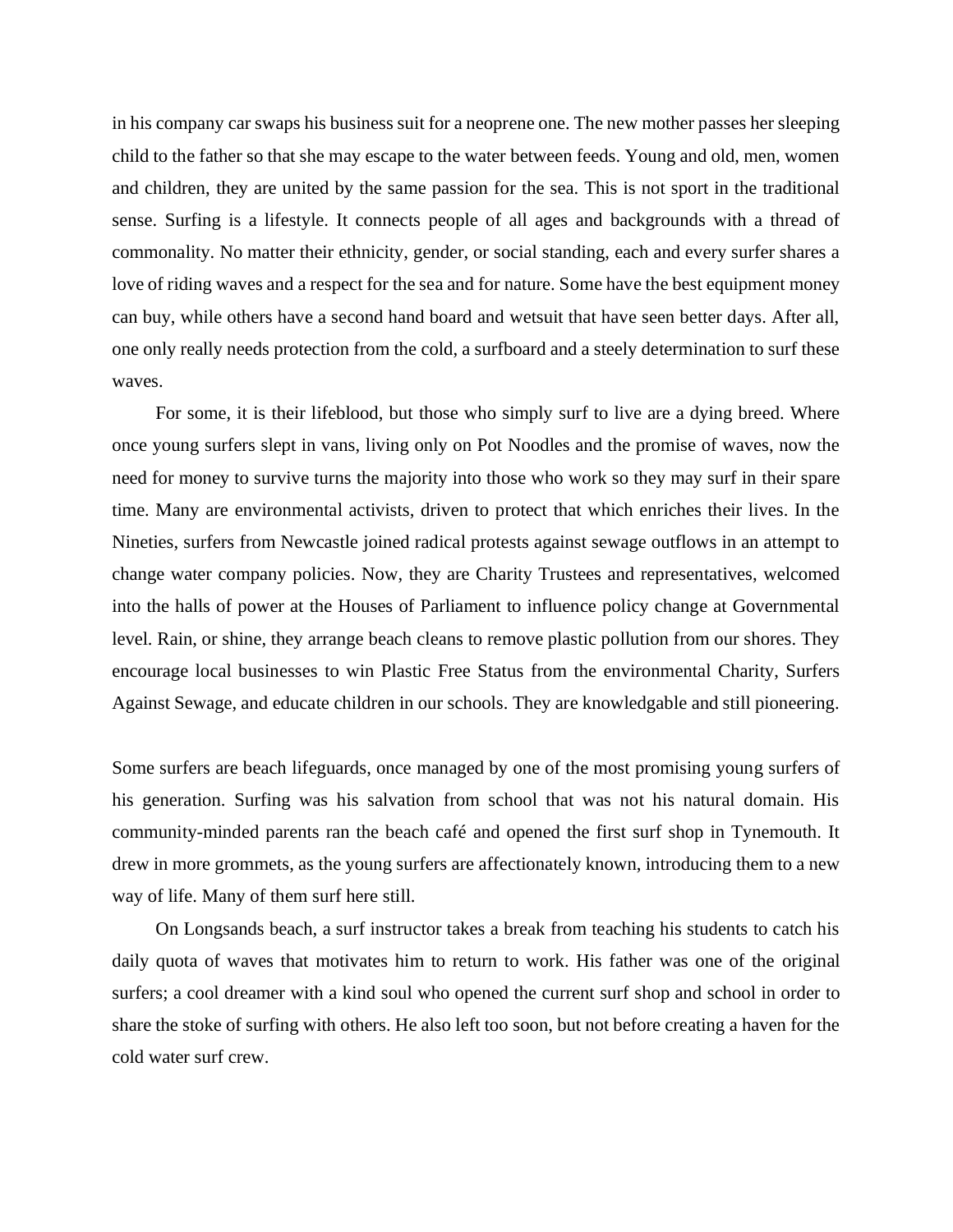in his company car swaps his business suit for a neoprene one. The new mother passes her sleeping child to the father so that she may escape to the water between feeds. Young and old, men, women and children, they are united by the same passion for the sea. This is not sport in the traditional sense. Surfing is a lifestyle. It connects people of all ages and backgrounds with a thread of commonality. No matter their ethnicity, gender, or social standing, each and every surfer shares a love of riding waves and a respect for the sea and for nature. Some have the best equipment money can buy, while others have a second hand board and wetsuit that have seen better days. After all, one only really needs protection from the cold, a surfboard and a steely determination to surf these waves.

For some, it is their lifeblood, but those who simply surf to live are a dying breed. Where once young surfers slept in vans, living only on Pot Noodles and the promise of waves, now the need for money to survive turns the majority into those who work so they may surf in their spare time. Many are environmental activists, driven to protect that which enriches their lives. In the Nineties, surfers from Newcastle joined radical protests against sewage outflows in an attempt to change water company policies. Now, they are Charity Trustees and representatives, welcomed into the halls of power at the Houses of Parliament to influence policy change at Governmental level. Rain, or shine, they arrange beach cleans to remove plastic pollution from our shores. They encourage local businesses to win Plastic Free Status from the environmental Charity, Surfers Against Sewage, and educate children in our schools. They are knowledgable and still pioneering.

Some surfers are beach lifeguards, once managed by one of the most promising young surfers of his generation. Surfing was his salvation from school that was not his natural domain. His community-minded parents ran the beach café and opened the first surf shop in Tynemouth. It drew in more grommets, as the young surfers are affectionately known, introducing them to a new way of life. Many of them surf here still.

On Longsands beach, a surf instructor takes a break from teaching his students to catch his daily quota of waves that motivates him to return to work. His father was one of the original surfers; a cool dreamer with a kind soul who opened the current surf shop and school in order to share the stoke of surfing with others. He also left too soon, but not before creating a haven for the cold water surf crew.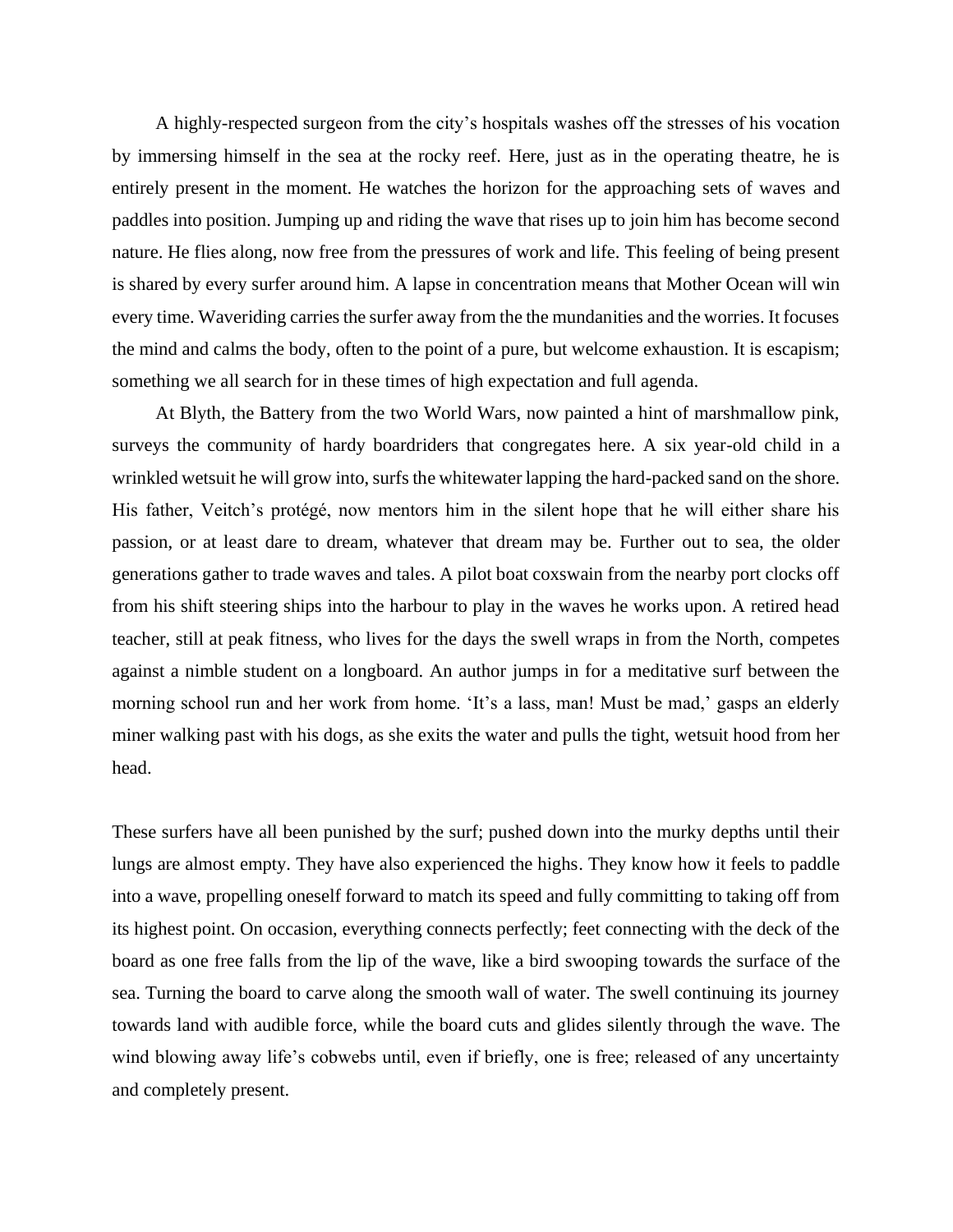A highly-respected surgeon from the city's hospitals washes off the stresses of his vocation by immersing himself in the sea at the rocky reef. Here, just as in the operating theatre, he is entirely present in the moment. He watches the horizon for the approaching sets of waves and paddles into position. Jumping up and riding the wave that rises up to join him has become second nature. He flies along, now free from the pressures of work and life. This feeling of being present is shared by every surfer around him. A lapse in concentration means that Mother Ocean will win every time. Waveriding carries the surfer away from the the mundanities and the worries. It focuses the mind and calms the body, often to the point of a pure, but welcome exhaustion. It is escapism; something we all search for in these times of high expectation and full agenda.

At Blyth, the Battery from the two World Wars, now painted a hint of marshmallow pink, surveys the community of hardy boardriders that congregates here. A six year-old child in a wrinkled wetsuit he will grow into, surfs the whitewater lapping the hard-packed sand on the shore. His father, Veitch's protégé, now mentors him in the silent hope that he will either share his passion, or at least dare to dream, whatever that dream may be. Further out to sea, the older generations gather to trade waves and tales. A pilot boat coxswain from the nearby port clocks off from his shift steering ships into the harbour to play in the waves he works upon. A retired head teacher, still at peak fitness, who lives for the days the swell wraps in from the North, competes against a nimble student on a longboard. An author jumps in for a meditative surf between the morning school run and her work from home. 'It's a lass, man! Must be mad,' gasps an elderly miner walking past with his dogs, as she exits the water and pulls the tight, wetsuit hood from her head.

These surfers have all been punished by the surf; pushed down into the murky depths until their lungs are almost empty. They have also experienced the highs. They know how it feels to paddle into a wave, propelling oneself forward to match its speed and fully committing to taking off from its highest point. On occasion, everything connects perfectly; feet connecting with the deck of the board as one free falls from the lip of the wave, like a bird swooping towards the surface of the sea. Turning the board to carve along the smooth wall of water. The swell continuing its journey towards land with audible force, while the board cuts and glides silently through the wave. The wind blowing away life's cobwebs until, even if briefly, one is free; released of any uncertainty and completely present.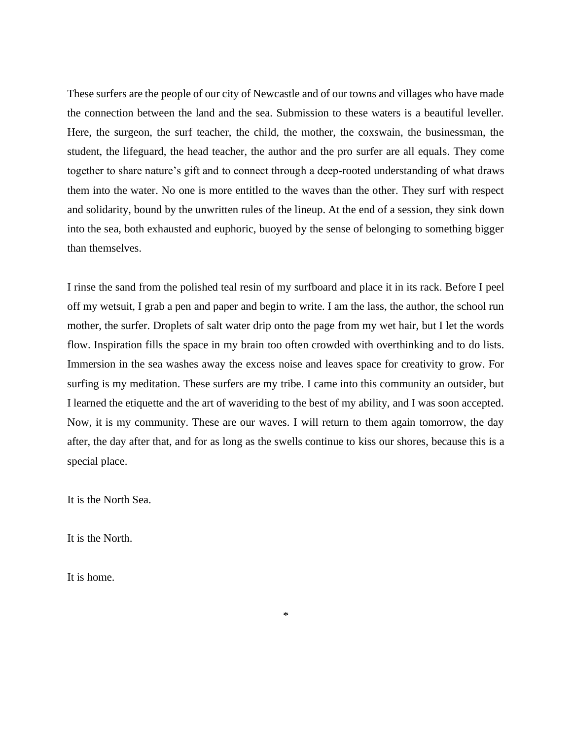These surfers are the people of our city of Newcastle and of our towns and villages who have made the connection between the land and the sea. Submission to these waters is a beautiful leveller. Here, the surgeon, the surf teacher, the child, the mother, the coxswain, the businessman, the student, the lifeguard, the head teacher, the author and the pro surfer are all equals. They come together to share nature's gift and to connect through a deep-rooted understanding of what draws them into the water. No one is more entitled to the waves than the other. They surf with respect and solidarity, bound by the unwritten rules of the lineup. At the end of a session, they sink down into the sea, both exhausted and euphoric, buoyed by the sense of belonging to something bigger than themselves.

I rinse the sand from the polished teal resin of my surfboard and place it in its rack. Before I peel off my wetsuit, I grab a pen and paper and begin to write. I am the lass, the author, the school run mother, the surfer. Droplets of salt water drip onto the page from my wet hair, but I let the words flow. Inspiration fills the space in my brain too often crowded with overthinking and to do lists. Immersion in the sea washes away the excess noise and leaves space for creativity to grow. For surfing is my meditation. These surfers are my tribe. I came into this community an outsider, but I learned the etiquette and the art of waveriding to the best of my ability, and I was soon accepted. Now, it is my community. These are our waves. I will return to them again tomorrow, the day after, the day after that, and for as long as the swells continue to kiss our shores, because this is a special place.

It is the North Sea.

It is the North.

It is home.

*